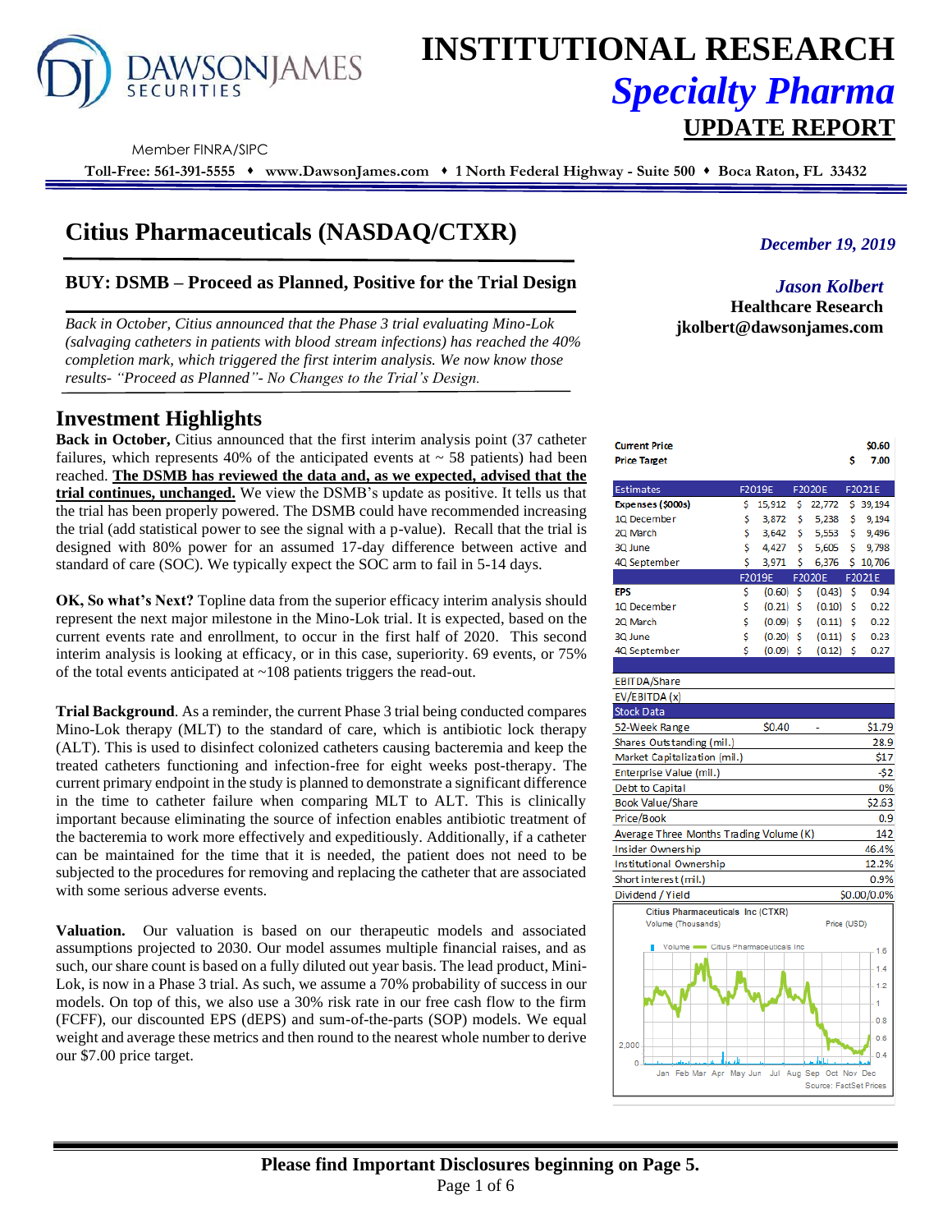# INSTITUTIONAL RESEARCH
## *Specialty Pharma*
## UPDATE REPORT

DAWSON JAMES SECURITIES

Member FINRA/SIPC

**Toll-Free: 561-391-5555 ♦ www.DawsonJames.com ♦ 1 North Federal Highway - Suite 500 ♦ Boca Raton, FL 33432**

# Citius Pharmaceuticals (NASDAQ/CTXR)

*December 19, 2019*

## BUY: DSMB – Proceed as Planned, Positive for the Trial Design

*Jason Kolbert*
**Healthcare Research**
**jkolbert@dawsonjames.com**

*Back in October, Citius announced that the Phase 3 trial evaluating Mino-Lok (salvaging catheters in patients with blood stream infections) has reached the 40% completion mark, which triggered the first interim analysis. We now know those results- "Proceed as Planned"- No Changes to the Trial's Design.*

## Investment Highlights

**Back in October,** Citius announced that the first interim analysis point (37 catheter failures, which represents 40% of the anticipated events at ~ 58 patients) had been reached. **The DSMB has reviewed the data and, as we expected, advised that the trial continues, unchanged.** We view the DSMB's update as positive. It tells us that the trial has been properly powered. The DSMB could have recommended increasing the trial (add statistical power to see the signal with a p-value). Recall that the trial is designed with 80% power for an assumed 17-day difference between active and standard of care (SOC). We typically expect the SOC arm to fail in 5-14 days.

**OK, So what's Next?** Topline data from the superior efficacy interim analysis should represent the next major milestone in the Mino-Lok trial. It is expected, based on the current events rate and enrollment, to occur in the first half of 2020. This second interim analysis is looking at efficacy, or in this case, superiority. 69 events, or 75% of the total events anticipated at ~108 patients triggers the read-out.

**Trial Background**. As a reminder, the current Phase 3 trial being conducted compares Mino-Lok therapy (MLT) to the standard of care, which is antibiotic lock therapy (ALT). This is used to disinfect colonized catheters causing bacteremia and keep the treated catheters functioning and infection-free for eight weeks post-therapy. The current primary endpoint in the study is planned to demonstrate a significant difference in the time to catheter failure when comparing MLT to ALT. This is clinically important because eliminating the source of infection enables antibiotic treatment of the bacteremia to work more effectively and expeditiously. Additionally, if a catheter can be maintained for the time that it is needed, the patient does not need to be subjected to the procedures for removing and replacing the catheter that are associated with some serious adverse events.

**Valuation.** Our valuation is based on our therapeutic models and associated assumptions projected to 2030. Our model assumes multiple financial raises, and as such, our share count is based on a fully diluted out year basis. The lead product, Mini-Lok, is now in a Phase 3 trial. As such, we assume a 70% probability of success in our models. On top of this, we also use a 30% risk rate in our free cash flow to the firm (FCFF), our discounted EPS (dEPS) and sum-of-the-parts (SOP) models. We equal weight and average these metrics and then round to the nearest whole number to derive our $7.00 price target.

| | |
|---|---|
| **Current Price** | **$0.60** |
| **Price Target** | **$ 7.00** |

| Estimates | F2019E | F2020E | F2021E |
|---|---|---|---|
| **Expenses ($000s)** | $ 15,912 | $ 22,772 | $ 39,194 |
| 1Q December | $ 3,872 | $ 5,238 | $ 9,194 |
| 2Q March | $ 3,642 | $ 5,553 | $ 9,496 |
| 3Q June | $ 4,427 | $ 5,605 | $ 9,798 |
| 4Q September | $ 3,971 | $ 6,376 | $ 10,706 |
| | F2019E | F2020E | F2021E |
| **EPS** | $ (0.60) | $ (0.43) | $ 0.94 |
| 1Q December | $ (0.21) | $ (0.10) | $ 0.22 |
| 2Q March | $ (0.09) | $ (0.11) | $ 0.22 |
| 3Q June | $ (0.20) | $ (0.11) | $ 0.23 |
| 4Q September | $ (0.09) | $ (0.12) | $ 0.27 |
| EBITDA/Share | | | |
| EV/EBITDA (x) | | | |

| Stock Data | |
|---|---|
| 52-Week Range | $0.40 - $1.79 |
| Shares Outstanding (mil.) | 28.9 |
| Market Capitalization (mil.) | $17 |
| Enterprise Value (mil.) | -$2 |
| Debt to Capital | 0% |
| Book Value/Share | $2.63 |
| Price/Book | 0.9 |
| Average Three Months Trading Volume (K) | 142 |
| Insider Ownership | 46.4% |
| Institutional Ownership | 12.2% |
| Short interest (mil.) | 0.9% |
| Dividend / Yield | $0.00/0.0% |

Citius Pharmaceuticals Inc (CTXR)
Volume (Thousands) — Price (USD)
Source: FactSet Prices

**Please find Important Disclosures beginning on Page 5.**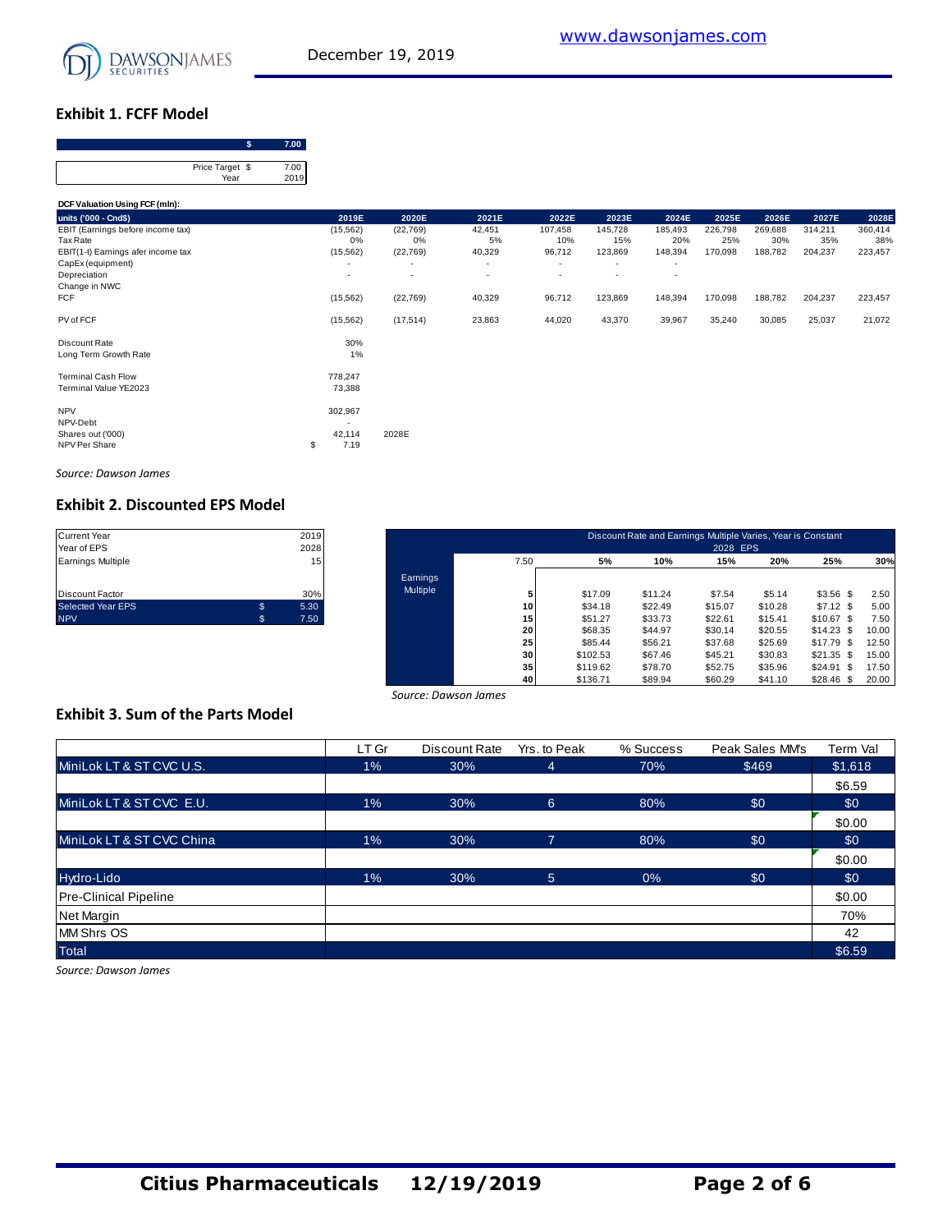## Exhibit 1. FCFF Model

| $ | 7.00 |
|---|---|
| Price Target $ | 7.00 |
| Year | 2019 |

**DCF Valuation Using FCF (mln):**

| units ('000 - Cnd$) | 2019E | 2020E | 2021E | 2022E | 2023E | 2024E | 2025E | 2026E | 2027E | 2028E |
|---|---|---|---|---|---|---|---|---|---|---|
| EBIT (Earnings before income tax) | (15,562) | (22,769) | 42,451 | 107,458 | 145,728 | 185,493 | 226,798 | 269,688 | 314,211 | 360,414 |
| Tax Rate | 0% | 0% | 5% | 10% | 15% | 20% | 25% | 30% | 35% | 38% |
| EBIT(1-t) Earnings afer income tax | (15,562) | (22,769) | 40,329 | 96,712 | 123,869 | 148,394 | 170,098 | 188,782 | 204,237 | 223,457 |
| CapEx (equipment) | - | - | - | - | - | - | | | | |
| Depreciation | - | - | - | - | - | - | | | | |
| Change in NWC | | | | | | | | | | |
| FCF | (15,562) | (22,769) | 40,329 | 96,712 | 123,869 | 148,394 | 170,098 | 188,782 | 204,237 | 223,457 |
| | | | | | | | | | | |
| PV of FCF | (15,562) | (17,514) | 23,863 | 44,020 | 43,370 | 39,967 | 35,240 | 30,085 | 25,037 | 21,072 |
| | | | | | | | | | | |
| Discount Rate | 30% | | | | | | | | | |
| Long Term Growth Rate | 1% | | | | | | | | | |
| | | | | | | | | | | |
| Terminal Cash Flow | 778,247 | | | | | | | | | |
| Terminal Value YE2023 | 73,388 | | | | | | | | | |
| | | | | | | | | | | |
| NPV | 302,967 | | | | | | | | | |
| NPV-Debt | - | | | | | | | | | |
| Shares out ('000) | 42,114 | 2028E | | | | | | | | |
| NPV Per Share | $ 7.19 | | | | | | | | | |

*Source: Dawson James*

## Exhibit 2. Discounted EPS Model

| | | |
|---|---|---|
| Current Year | | 2019 |
| Year of EPS | | 2028 |
| Earnings Multiple | | 15 |
| Discount Factor | | 30% |
| Selected Year EPS | $ | 5.30 |
| NPV | $ | 7.50 |

Discount Rate and Earnings Multiple Varies, Year is Constant — 2028 EPS

| | 7.50 | 5% | 10% | 15% | 20% | 25% | 30% |
|---|---|---|---|---|---|---|---|
| Earnings Multiple | 5 | $17.09 | $11.24 | $7.54 | $5.14 | $3.56 | $ 2.50 |
| | 10 | $34.18 | $22.49 | $15.07 | $10.28 | $7.12 | $ 5.00 |
| | 15 | $51.27 | $33.73 | $22.61 | $15.41 | $10.67 | $ 7.50 |
| | 20 | $68.35 | $44.97 | $30.14 | $20.55 | $14.23 | $ 10.00 |
| | 25 | $85.44 | $56.21 | $37.68 | $25.69 | $17.79 | $ 12.50 |
| | 30 | $102.53 | $67.46 | $45.21 | $30.83 | $21.35 | $ 15.00 |
| | 35 | $119.62 | $78.70 | $52.75 | $35.96 | $24.91 | $ 17.50 |
| | 40 | $136.71 | $89.94 | $60.29 | $41.10 | $28.46 | $ 20.00 |

*Source: Dawson James*

## Exhibit 3. Sum of the Parts Model

| | LT Gr | Discount Rate | Yrs. to Peak | % Success | Peak Sales MM's | Term Val |
|---|---|---|---|---|---|---|
| MiniLok LT & ST CVC U.S. | 1% | 30% | 4 | 70% | $469 | $1,618 |
| | | | | | | $6.59 |
| MiniLok LT & ST CVC E.U. | 1% | 30% | 6 | 80% | $0 | $0 |
| | | | | | | $0.00 |
| MiniLok LT & ST CVC China | 1% | 30% | 7 | 80% | $0 | $0 |
| | | | | | | $0.00 |
| Hydro-Lido | 1% | 30% | 5 | 0% | $0 | $0 |
| Pre-Clinical Pipeline | | | | | | $0.00 |
| Net Margin | | | | | | 70% |
| MM Shrs OS | | | | | | 42 |
| Total | | | | | | $6.59 |

*Source: Dawson James*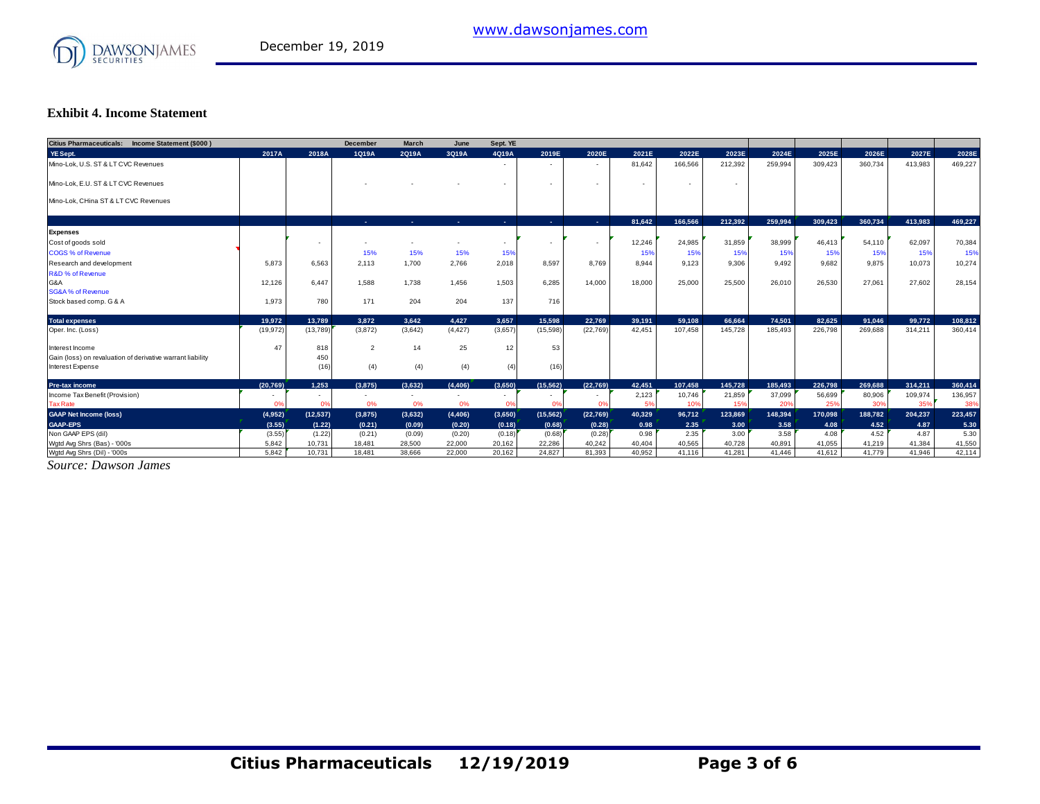### Exhibit 4. Income Statement

| Citius Pharmaceuticals: Income Statement ($000 ) | | | December | March | June | Sept. YE | | | | | | | | | | |
|---|---|---|---|---|---|---|---|---|---|---|---|---|---|---|---|---|
| YE Sept. | 2017A | 2018A | 1Q19A | 2Q19A | 3Q19A | 4Q19A | 2019E | 2020E | 2021E | 2022E | 2023E | 2024E | 2025E | 2026E | 2027E | 2028E |
| Mino-Lok, U.S. ST & LT CVC Revenues | | | | | | - | - | - | 81,642 | 166,566 | 212,392 | 259,994 | 309,423 | 360,734 | 413,983 | 469,227 |
| Mino-Lok, E.U. ST & LT CVC Revenues | | | - | - | - | - | - | - | - | - | - | | | | | |
| Mino-Lok, CHina ST & LT CVC Revenues | | | | | | | | | | | | | | | | |
| | | | - | - | - | - | - | - | 81,642 | 166,566 | 212,392 | 259,994 | 309,423 | 360,734 | 413,983 | 469,227 |
| **Expenses** | | | | | | | | | | | | | | | | |
| Cost of goods sold | | - | - | - | - | - | - | - | 12,246 | 24,985 | 31,859 | 38,999 | 46,413 | 54,110 | 62,097 | 70,384 |
| COGS % of Revenue | | | 15% | 15% | 15% | 15% | | | 15% | 15% | 15% | 15% | 15% | 15% | 15% | 15% |
| Research and development | 5,873 | 6,563 | 2,113 | 1,700 | 2,766 | 2,018 | 8,597 | 8,769 | 8,944 | 9,123 | 9,306 | 9,492 | 9,682 | 9,875 | 10,073 | 10,274 |
| R&D % of Revenue | | | | | | | | | | | | | | | | |
| G&A | 12,126 | 6,447 | 1,588 | 1,738 | 1,456 | 1,503 | 6,285 | 14,000 | 18,000 | 25,000 | 25,500 | 26,010 | 26,530 | 27,061 | 27,602 | 28,154 |
| SG&A % of Revenue | | | | | | | | | | | | | | | | |
| Stock based comp. G & A | 1,973 | 780 | 171 | 204 | 204 | 137 | 716 | | | | | | | | | |
| **Total expenses** | 19,972 | 13,789 | 3,872 | 3,642 | 4,427 | 3,657 | 15,598 | 22,769 | 39,191 | 59,108 | 66,664 | 74,501 | 82,625 | 91,046 | 99,772 | 108,812 |
| Oper. Inc. (Loss) | (19,972) | (13,789) | (3,872) | (3,642) | (4,427) | (3,657) | (15,598) | (22,769) | 42,451 | 107,458 | 145,728 | 185,493 | 226,798 | 269,688 | 314,211 | 360,414 |
| Interest Income | 47 | 818 | 2 | 14 | 25 | 12 | 53 | | | | | | | | | |
| Gain (loss) on revaluation of derivative warrant liability | | 450 | | | | | | | | | | | | | | |
| Interest Expense | | (16) | (4) | (4) | (4) | (4) | (16) | | | | | | | | | |
| **Pre-tax income** | (20,769) | 1,253 | (3,875) | (3,632) | (4,406) | (3,650) | (15,562) | (22,769) | 42,451 | 107,458 | 145,728 | 185,493 | 226,798 | 269,688 | 314,211 | 360,414 |
| Income Tax Benefit (Provision) | - | - | - | - | - | - | - | - | 2,123 | 10,746 | 21,859 | 37,099 | 56,699 | 80,906 | 109,974 | 136,957 |
| Tax Rate | 0% | 0% | 0% | 0% | 0% | 0% | 0% | 0% | 5% | 10% | 15% | 20% | 25% | 30% | 35% | 38% |
| **GAAP Net Income (loss)** | (4,952) | (12,537) | (3,875) | (3,632) | (4,406) | (3,650) | (15,562) | (22,769) | 40,329 | 96,712 | 123,869 | 148,394 | 170,098 | 188,782 | 204,237 | 223,457 |
| **GAAP-EPS** | (3.55) | (1.22) | (0.21) | (0.09) | (0.20) | (0.18) | (0.68) | (0.28) | 0.98 | 2.35 | 3.00 | 3.58 | 4.08 | 4.52 | 4.87 | 5.30 |
| Non GAAP EPS (dil) | (3.55) | (1.22) | (0.21) | (0.09) | (0.20) | (0.18) | (0.68) | (0.28) | 0.98 | 2.35 | 3.00 | 3.58 | 4.08 | 4.52 | 4.87 | 5.30 |
| Wgtd Avg Shrs (Bas) - '000s | 5,842 | 10,731 | 18,481 | 28,500 | 22,000 | 20,162 | 22,286 | 40,242 | 40,404 | 40,565 | 40,728 | 40,891 | 41,055 | 41,219 | 41,384 | 41,550 |
| Wgtd Avg Shrs (Dil) - '000s | 5,842 | 10,731 | 18,481 | 38,666 | 22,000 | 20,162 | 24,827 | 81,393 | 40,952 | 41,116 | 41,281 | 41,446 | 41,612 | 41,779 | 41,946 | 42,114 |

*Source: Dawson James*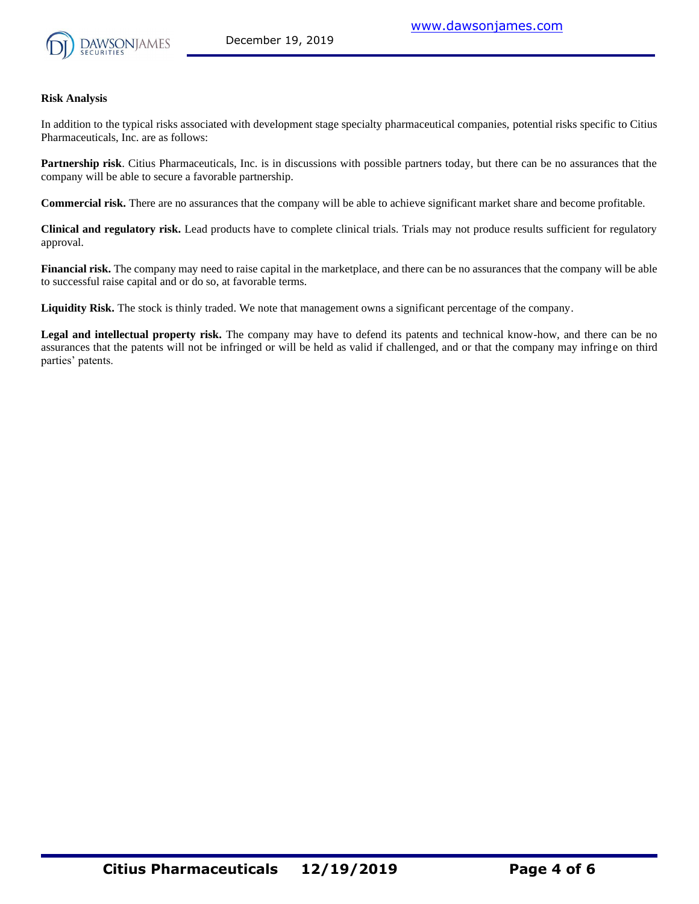**Risk Analysis**

In addition to the typical risks associated with development stage specialty pharmaceutical companies, potential risks specific to Citius Pharmaceuticals, Inc. are as follows:

**Partnership risk**. Citius Pharmaceuticals, Inc. is in discussions with possible partners today, but there can be no assurances that the company will be able to secure a favorable partnership.

**Commercial risk.** There are no assurances that the company will be able to achieve significant market share and become profitable.

**Clinical and regulatory risk.** Lead products have to complete clinical trials. Trials may not produce results sufficient for regulatory approval.

**Financial risk.** The company may need to raise capital in the marketplace, and there can be no assurances that the company will be able to successful raise capital and or do so, at favorable terms.

**Liquidity Risk.** The stock is thinly traded. We note that management owns a significant percentage of the company.

**Legal and intellectual property risk.** The company may have to defend its patents and technical know-how, and there can be no assurances that the patents will not be infringed or will be held as valid if challenged, and or that the company may infringe on third parties' patents.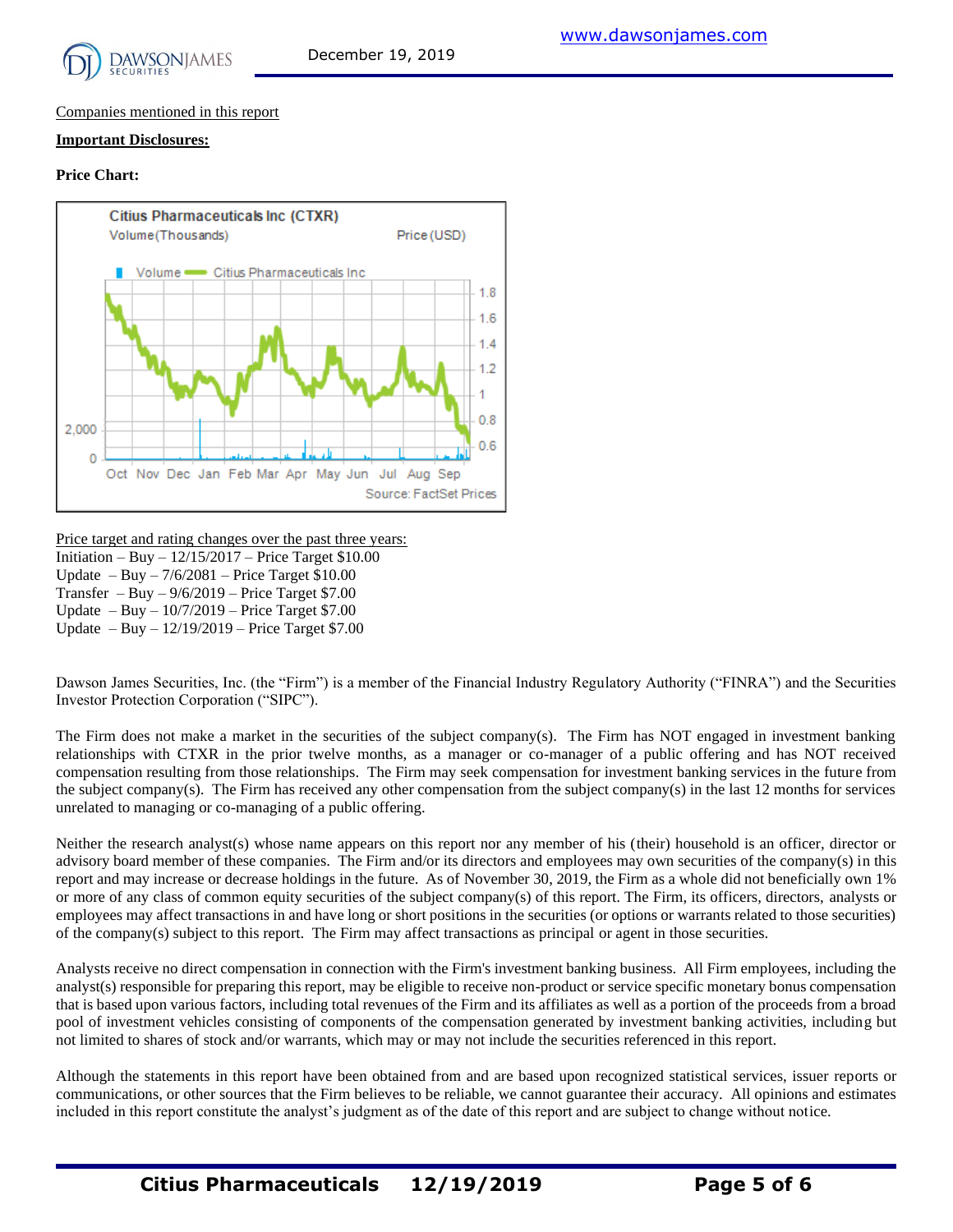Companies mentioned in this report

**Important Disclosures:**

**Price Chart:**

Citius Pharmaceuticals Inc (CTXR)

Volume (Thousands) Price (USD)

Volume Citius Pharmaceuticals Inc

Oct Nov Dec Jan Feb Mar Apr May Jun Jul Aug Sep

Source: FactSet Prices

Price target and rating changes over the past three years:

Initiation – Buy – 12/15/2017 – Price Target $10.00
Update – Buy – 7/6/2081 – Price Target $10.00
Transfer – Buy – 9/6/2019 – Price Target $7.00
Update – Buy – 10/7/2019 – Price Target $7.00
Update – Buy – 12/19/2019 – Price Target $7.00

Dawson James Securities, Inc. (the "Firm") is a member of the Financial Industry Regulatory Authority ("FINRA") and the Securities Investor Protection Corporation ("SIPC").

The Firm does not make a market in the securities of the subject company(s). The Firm has NOT engaged in investment banking relationships with CTXR in the prior twelve months, as a manager or co-manager of a public offering and has NOT received compensation resulting from those relationships. The Firm may seek compensation for investment banking services in the future from the subject company(s). The Firm has received any other compensation from the subject company(s) in the last 12 months for services unrelated to managing or co-managing of a public offering.

Neither the research analyst(s) whose name appears on this report nor any member of his (their) household is an officer, director or advisory board member of these companies. The Firm and/or its directors and employees may own securities of the company(s) in this report and may increase or decrease holdings in the future. As of November 30, 2019, the Firm as a whole did not beneficially own 1% or more of any class of common equity securities of the subject company(s) of this report. The Firm, its officers, directors, analysts or employees may affect transactions in and have long or short positions in the securities (or options or warrants related to those securities) of the company(s) subject to this report. The Firm may affect transactions as principal or agent in those securities.

Analysts receive no direct compensation in connection with the Firm's investment banking business. All Firm employees, including the analyst(s) responsible for preparing this report, may be eligible to receive non-product or service specific monetary bonus compensation that is based upon various factors, including total revenues of the Firm and its affiliates as well as a portion of the proceeds from a broad pool of investment vehicles consisting of components of the compensation generated by investment banking activities, including but not limited to shares of stock and/or warrants, which may or may not include the securities referenced in this report.

Although the statements in this report have been obtained from and are based upon recognized statistical services, issuer reports or communications, or other sources that the Firm believes to be reliable, we cannot guarantee their accuracy. All opinions and estimates included in this report constitute the analyst's judgment as of the date of this report and are subject to change without notice.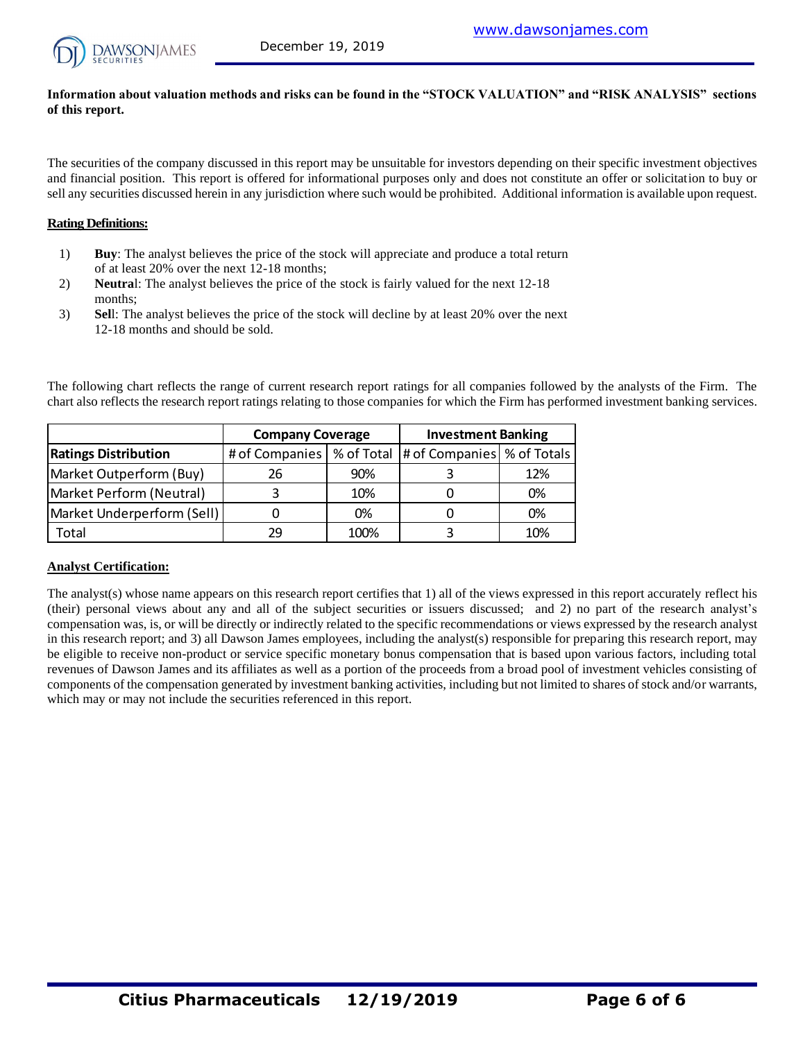**Information about valuation methods and risks can be found in the "STOCK VALUATION" and "RISK ANALYSIS" sections of this report.**

The securities of the company discussed in this report may be unsuitable for investors depending on their specific investment objectives and financial position. This report is offered for informational purposes only and does not constitute an offer or solicitation to buy or sell any securities discussed herein in any jurisdiction where such would be prohibited. Additional information is available upon request.

**Rating Definitions:**

1) **Buy**: The analyst believes the price of the stock will appreciate and produce a total return of at least 20% over the next 12-18 months;
2) **Neutral**: The analyst believes the price of the stock is fairly valued for the next 12-18 months;
3) **Sell**: The analyst believes the price of the stock will decline by at least 20% over the next 12-18 months and should be sold.

The following chart reflects the range of current research report ratings for all companies followed by the analysts of the Firm. The chart also reflects the research report ratings relating to those companies for which the Firm has performed investment banking services.

| | Company Coverage | | Investment Banking | |
|---|---|---|---|---|
| **Ratings Distribution** | # of Companies | % of Total | # of Companies | % of Totals |
| Market Outperform (Buy) | 26 | 90% | 3 | 12% |
| Market Perform (Neutral) | 3 | 10% | 0 | 0% |
| Market Underperform (Sell) | 0 | 0% | 0 | 0% |
| Total | 29 | 100% | 3 | 10% |

**Analyst Certification:**

The analyst(s) whose name appears on this research report certifies that 1) all of the views expressed in this report accurately reflect his (their) personal views about any and all of the subject securities or issuers discussed; and 2) no part of the research analyst's compensation was, is, or will be directly or indirectly related to the specific recommendations or views expressed by the research analyst in this research report; and 3) all Dawson James employees, including the analyst(s) responsible for preparing this research report, may be eligible to receive non-product or service specific monetary bonus compensation that is based upon various factors, including total revenues of Dawson James and its affiliates as well as a portion of the proceeds from a broad pool of investment vehicles consisting of components of the compensation generated by investment banking activities, including but not limited to shares of stock and/or warrants, which may or may not include the securities referenced in this report.